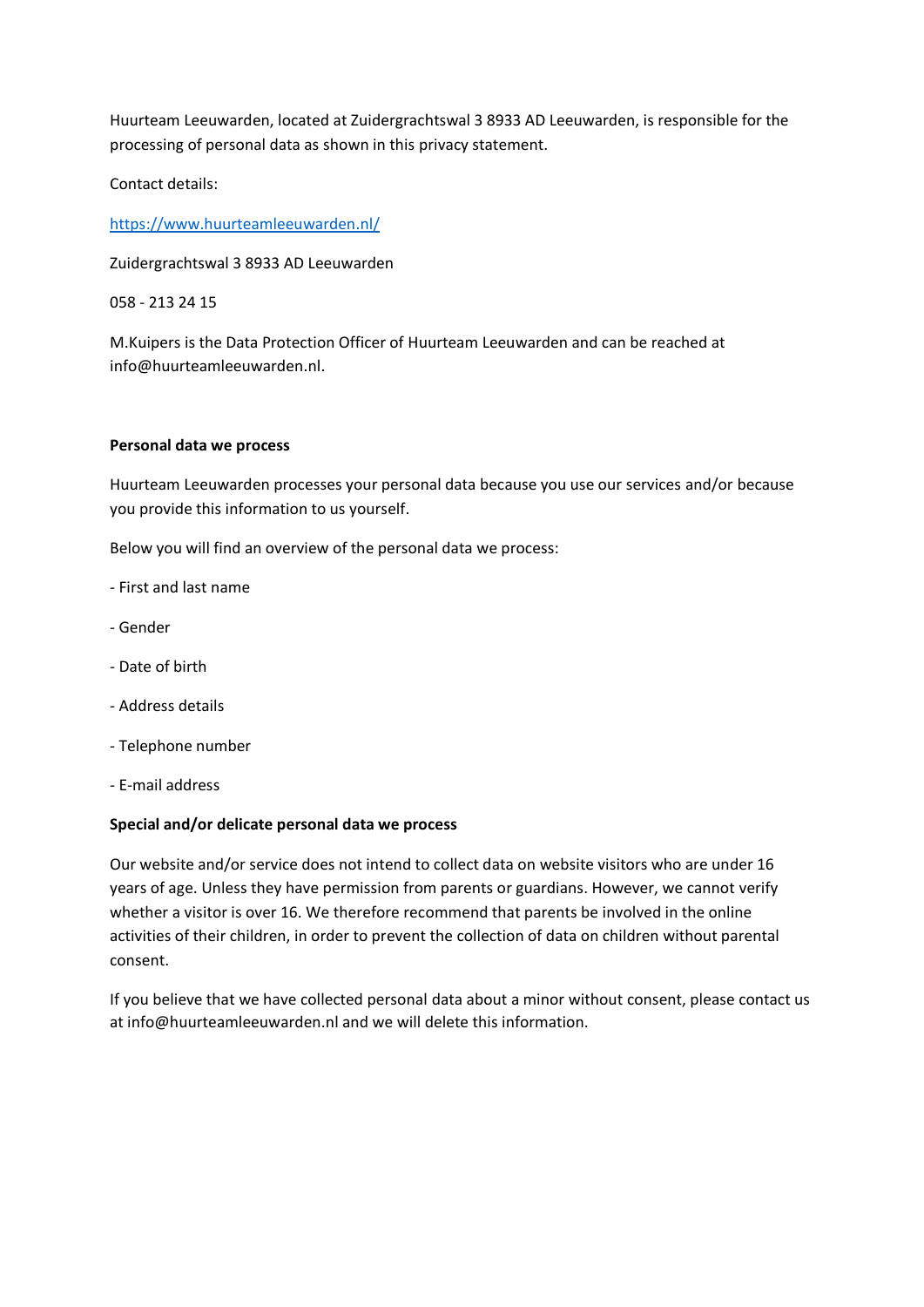Huurteam Leeuwarden, located at Zuidergrachtswal 3 8933 AD Leeuwarden, is responsible for the processing of personal data as shown in this privacy statement.

Contact details:

[https://www.huurteamleeuwarden.nl/](https://www.huurteamleeuwarden.nl/)

Zuidergrachtswal 3 8933 AD Leeuwarden

058 - 213 24 15

M.Kuipers is the Data Protection Officer of Huurteam Leeuwarden and can be reached at info@huurteamleeuwarden.nl.

**Personal data we process**

Huurteam Leeuwarden processes your personal data because you use our services and/or because you provide this information to us yourself.

Below you will find an overview of the personal data we process:

- First and last name
- Gender
- Date of birth
- Address details
- Telephone number
- E-mail address

**Special and/or delicate personal data we process**

Our website and/or service does not intend to collect data on website visitors who are under 16 years of age. Unless they have permission from parents or guardians. However, we cannot verify whether a visitor is over 16. We therefore recommend that parents be involved in the online activities of their children, in order to prevent the collection of data on children without parental consent.

If you believe that we have collected personal data about a minor without consent, please contact us at info@huurteamleeuwarden.nl and we will delete this information.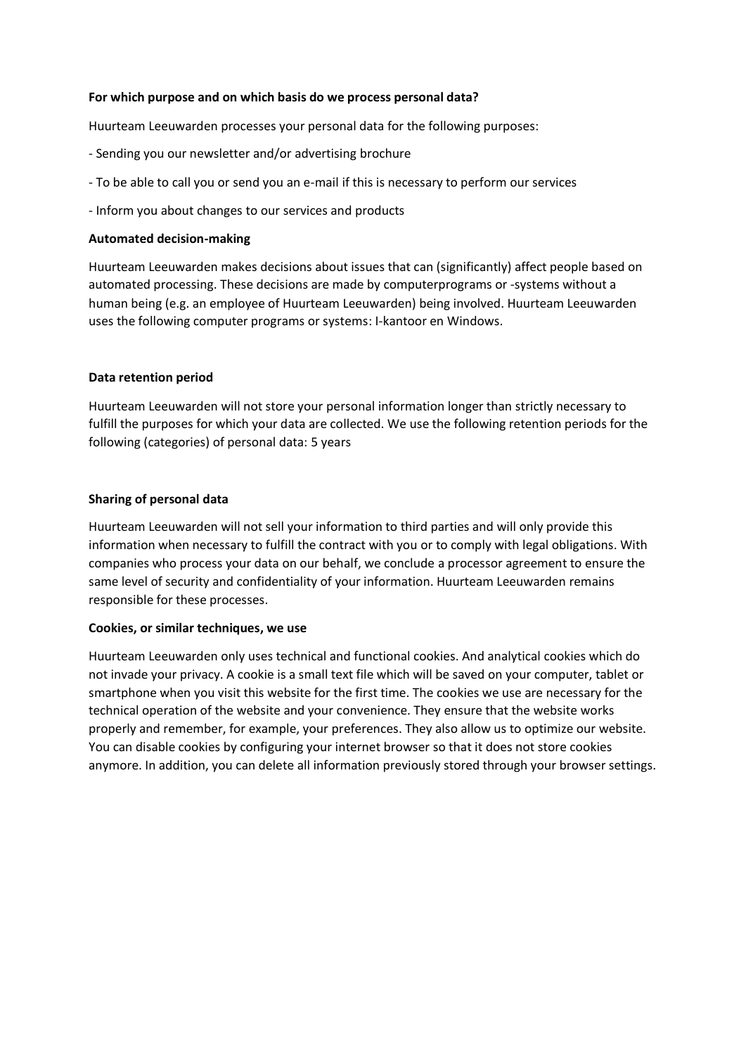**For which purpose and on which basis do we process personal data?**

Huurteam Leeuwarden processes your personal data for the following purposes:

- Sending you our newsletter and/or advertising brochure
- To be able to call you or send you an e-mail if this is necessary to perform our services
- Inform you about changes to our services and products

**Automated decision-making**

Huurteam Leeuwarden makes decisions about issues that can (significantly) affect people based on automated processing. These decisions are made by computerprograms or -systems without a human being (e.g. an employee of Huurteam Leeuwarden) being involved. Huurteam Leeuwarden uses the following computer programs or systems: I-kantoor en Windows.

**Data retention period**

Huurteam Leeuwarden will not store your personal information longer than strictly necessary to fulfill the purposes for which your data are collected. We use the following retention periods for the following (categories) of personal data: 5 years

**Sharing of personal data**

Huurteam Leeuwarden will not sell your information to third parties and will only provide this information when necessary to fulfill the contract with you or to comply with legal obligations. With companies who process your data on our behalf, we conclude a processor agreement to ensure the same level of security and confidentiality of your information. Huurteam Leeuwarden remains responsible for these processes.

**Cookies, or similar techniques, we use**

Huurteam Leeuwarden only uses technical and functional cookies. And analytical cookies which do not invade your privacy. A cookie is a small text file which will be saved on your computer, tablet or smartphone when you visit this website for the first time. The cookies we use are necessary for the technical operation of the website and your convenience. They ensure that the website works properly and remember, for example, your preferences. They also allow us to optimize our website. You can disable cookies by configuring your internet browser so that it does not store cookies anymore. In addition, you can delete all information previously stored through your browser settings.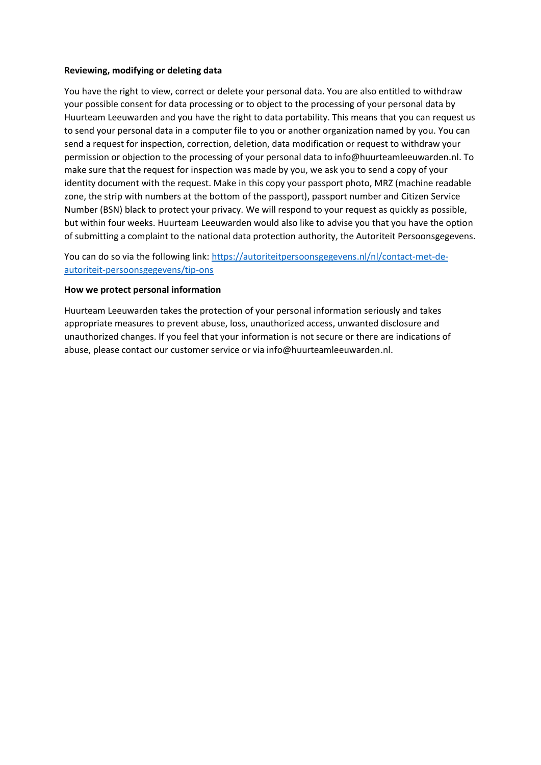**Reviewing, modifying or deleting data**

You have the right to view, correct or delete your personal data. You are also entitled to withdraw your possible consent for data processing or to object to the processing of your personal data by Huurteam Leeuwarden and you have the right to data portability. This means that you can request us to send your personal data in a computer file to you or another organization named by you. You can send a request for inspection, correction, deletion, data modification or request to withdraw your permission or objection to the processing of your personal data to info@huurteamleeuwarden.nl. To make sure that the request for inspection was made by you, we ask you to send a copy of your identity document with the request. Make in this copy your passport photo, MRZ (machine readable zone, the strip with numbers at the bottom of the passport), passport number and Citizen Service Number (BSN) black to protect your privacy. We will respond to your request as quickly as possible, but within four weeks. Huurteam Leeuwarden would also like to advise you that you have the option of submitting a complaint to the national data protection authority, the Autoriteit Persoonsgegevens.

You can do so via the following link: [https://autoriteitpersoonsgegevens.nl/nl/contact-met-de-autoriteit-persoonsgegevens/tip-ons](https://autoriteitpersoonsgegevens.nl/nl/contact-met-de-autoriteit-persoonsgegevens/tip-ons)

**How we protect personal information**

Huurteam Leeuwarden takes the protection of your personal information seriously and takes appropriate measures to prevent abuse, loss, unauthorized access, unwanted disclosure and unauthorized changes. If you feel that your information is not secure or there are indications of abuse, please contact our customer service or via info@huurteamleeuwarden.nl.